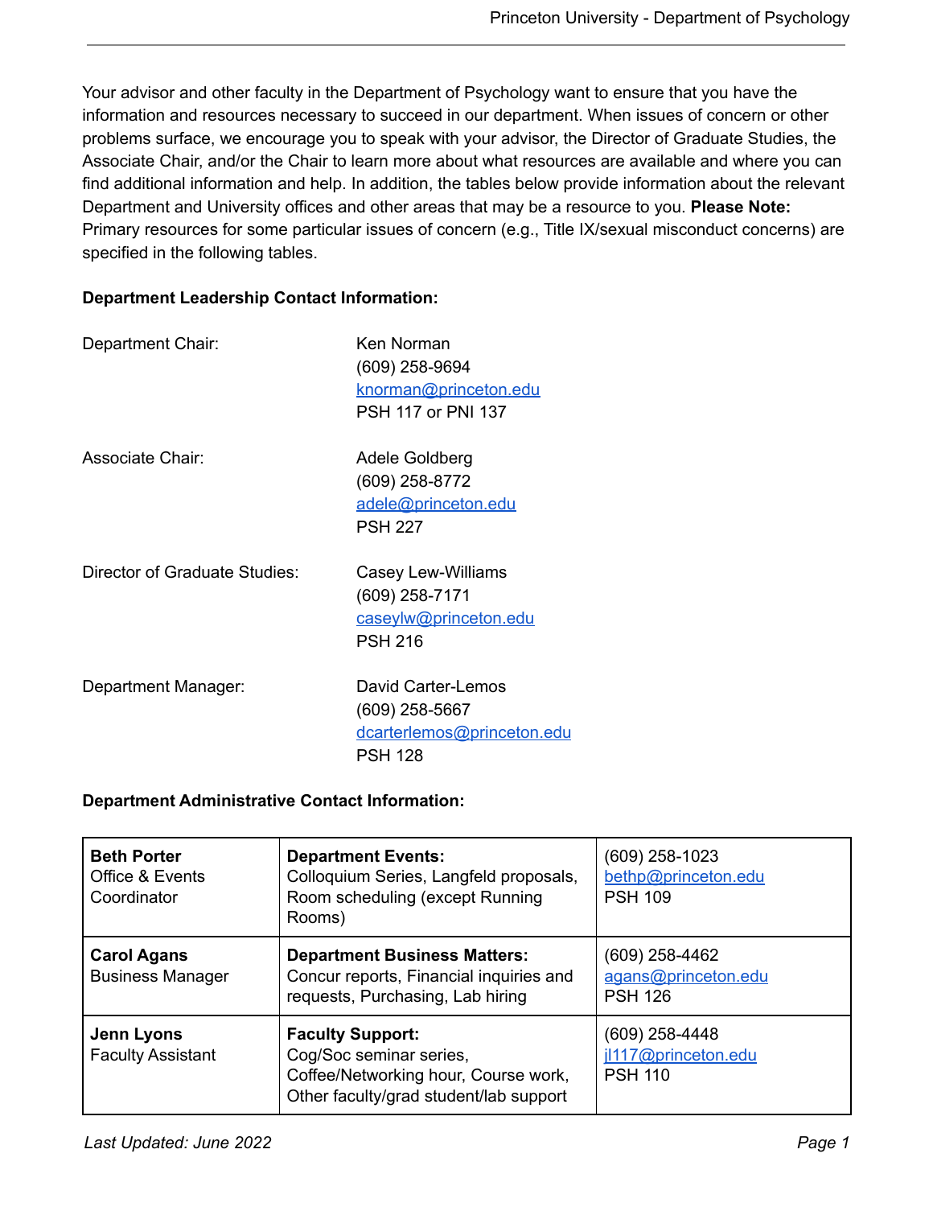Your advisor and other faculty in the Department of Psychology want to ensure that you have the information and resources necessary to succeed in our department. When issues of concern or other problems surface, we encourage you to speak with your advisor, the Director of Graduate Studies, the Associate Chair, and/or the Chair to learn more about what resources are available and where you can find additional information and help. In addition, the tables below provide information about the relevant Department and University offices and other areas that may be a resource to you. **Please Note:** Primary resources for some particular issues of concern (e.g., Title IX/sexual misconduct concerns) are specified in the following tables.

**Department Leadership Contact Information:**

Department Chair:
Ken Norman
(609) 258-9694
knorman@princeton.edu
PSH 117 or PNI 137

Associate Chair:
Adele Goldberg
(609) 258-8772
adele@princeton.edu
PSH 227

Director of Graduate Studies:
Casey Lew-Williams
(609) 258-7171
caseylw@princeton.edu
PSH 216

Department Manager:
David Carter-Lemos
(609) 258-5667
dcarterlemos@princeton.edu
PSH 128

**Department Administrative Contact Information:**

| | | |
|---|---|---|
| **Beth Porter**<br>Office & Events Coordinator | **Department Events:**<br>Colloquium Series, Langfeld proposals, Room scheduling (except Running Rooms) | (609) 258-1023<br>bethp@princeton.edu<br>PSH 109 |
| **Carol Agans**<br>Business Manager | **Department Business Matters:**<br>Concur reports, Financial inquiries and requests, Purchasing, Lab hiring | (609) 258-4462<br>agans@princeton.edu<br>PSH 126 |
| **Jenn Lyons**<br>Faculty Assistant | **Faculty Support:**<br>Cog/Soc seminar series, Coffee/Networking hour, Course work, Other faculty/grad student/lab support | (609) 258-4448<br>jl117@princeton.edu<br>PSH 110 |

*Last Updated: June 2022*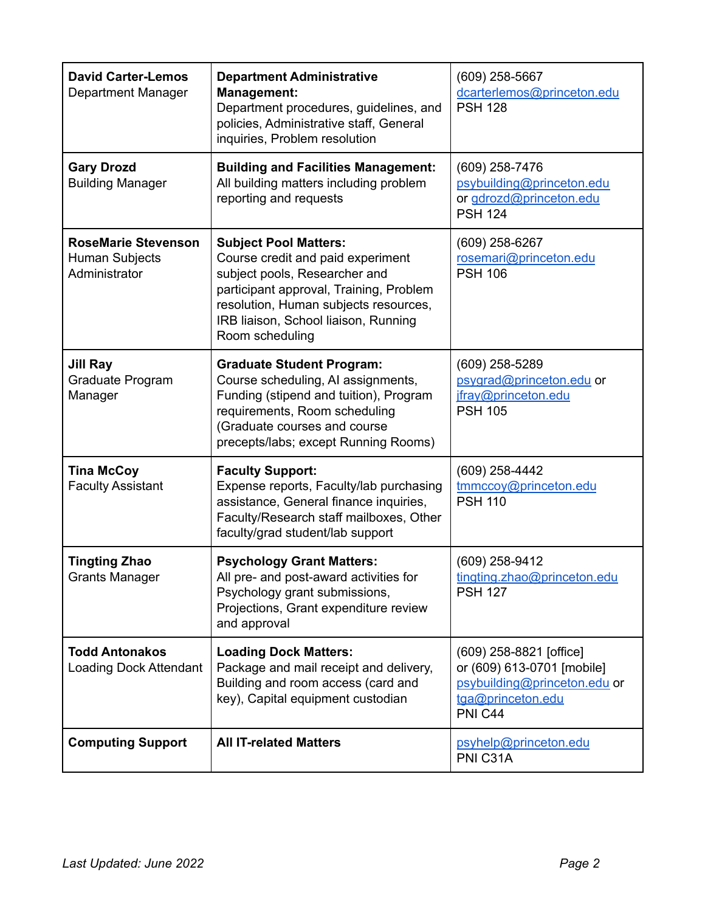| **David Carter-Lemos**<br>Department Manager | **Department Administrative Management:**<br>Department procedures, guidelines, and policies, Administrative staff, General inquiries, Problem resolution | (609) 258-5667<br>dcarterlemos@princeton.edu<br>PSH 128 |
|---|---|---|
| **Gary Drozd**<br>Building Manager | **Building and Facilities Management:**<br>All building matters including problem reporting and requests | (609) 258-7476<br>psybuilding@princeton.edu<br>or gdrozd@princeton.edu<br>PSH 124 |
| **RoseMarie Stevenson**<br>Human Subjects Administrator | **Subject Pool Matters:**<br>Course credit and paid experiment subject pools, Researcher and participant approval, Training, Problem resolution, Human subjects resources, IRB liaison, School liaison, Running Room scheduling | (609) 258-6267<br>rosemari@princeton.edu<br>PSH 106 |
| **Jill Ray**<br>Graduate Program Manager | **Graduate Student Program:**<br>Course scheduling, AI assignments, Funding (stipend and tuition), Program requirements, Room scheduling (Graduate courses and course precepts/labs; except Running Rooms) | (609) 258-5289<br>psygrad@princeton.edu or<br>jfray@princeton.edu<br>PSH 105 |
| **Tina McCoy**<br>Faculty Assistant | **Faculty Support:**<br>Expense reports, Faculty/lab purchasing assistance, General finance inquiries, Faculty/Research staff mailboxes, Other faculty/grad student/lab support | (609) 258-4442<br>tmmccoy@princeton.edu<br>PSH 110 |
| **Tingting Zhao**<br>Grants Manager | **Psychology Grant Matters:**<br>All pre- and post-award activities for Psychology grant submissions, Projections, Grant expenditure review and approval | (609) 258-9412<br>tingting.zhao@princeton.edu<br>PSH 127 |
| **Todd Antonakos**<br>Loading Dock Attendant | **Loading Dock Matters:**<br>Package and mail receipt and delivery, Building and room access (card and key), Capital equipment custodian | (609) 258-8821 [office]<br>or (609) 613-0701 [mobile]<br>psybuilding@princeton.edu or<br>tga@princeton.edu<br>PNI C44 |
| **Computing Support** | **All IT-related Matters** | psyhelp@princeton.edu<br>PNI C31A |

*Last Updated: June 2022*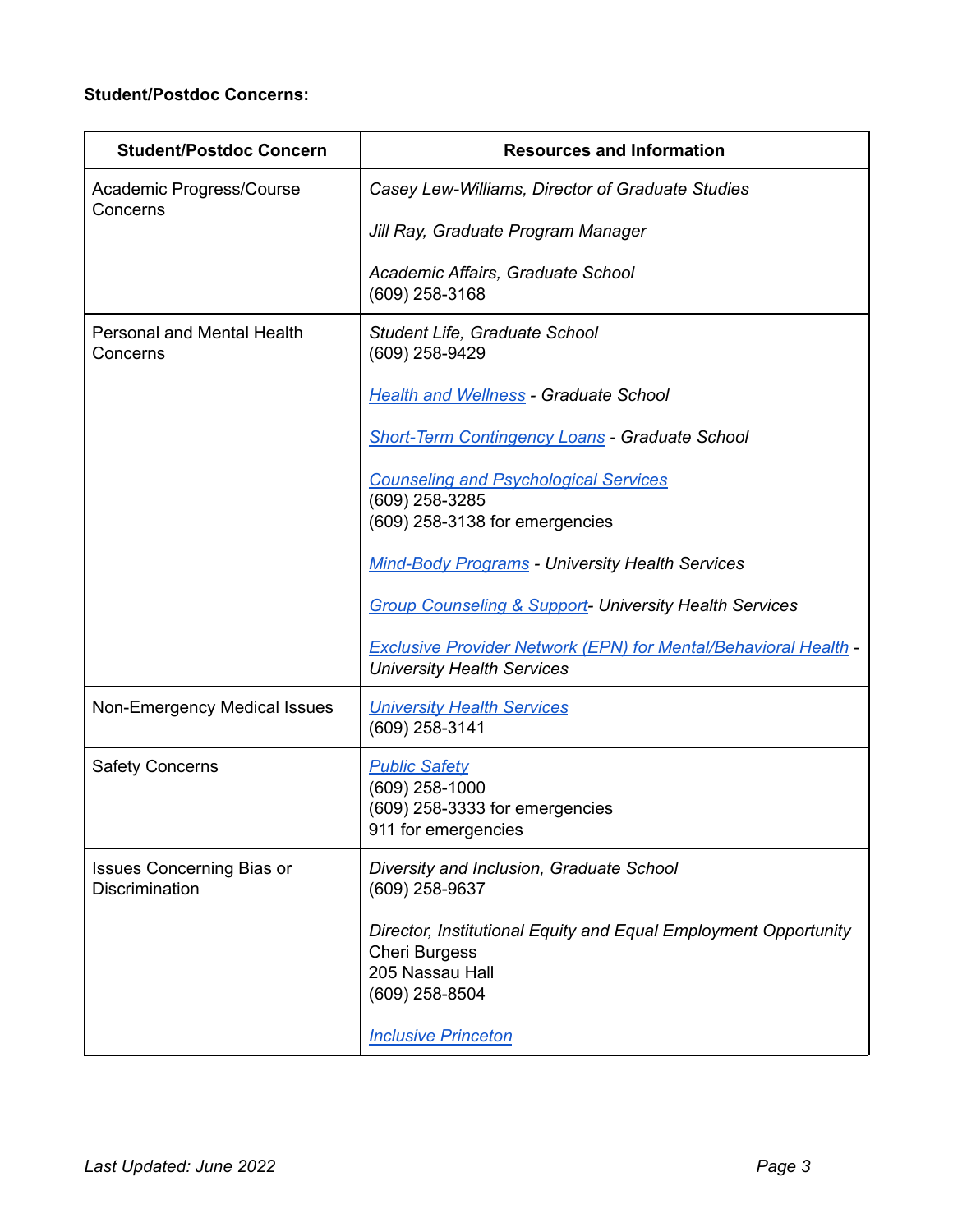**Student/Postdoc Concerns:**

| Student/Postdoc Concern | Resources and Information |
| --- | --- |
| Academic Progress/Course Concerns | *Casey Lew-Williams, Director of Graduate Studies*<br><br>*Jill Ray, Graduate Program Manager*<br><br>*Academic Affairs, Graduate School*<br>(609) 258-3168 |
| Personal and Mental Health Concerns | *Student Life, Graduate School*<br>(609) 258-9429<br><br>*Health and Wellness - Graduate School*<br><br>*Short-Term Contingency Loans - Graduate School*<br><br>*Counseling and Psychological Services*<br>(609) 258-3285<br>(609) 258-3138 for emergencies<br><br>*Mind-Body Programs - University Health Services*<br><br>*Group Counseling & Support- University Health Services*<br><br>*Exclusive Provider Network (EPN) for Mental/Behavioral Health - University Health Services* |
| Non-Emergency Medical Issues | *University Health Services*<br>(609) 258-3141 |
| Safety Concerns | *Public Safety*<br>(609) 258-1000<br>(609) 258-3333 for emergencies<br>911 for emergencies |
| Issues Concerning Bias or Discrimination | *Diversity and Inclusion, Graduate School*<br>(609) 258-9637<br><br>*Director, Institutional Equity and Equal Employment Opportunity*<br>Cheri Burgess<br>205 Nassau Hall<br>(609) 258-8504<br><br>*Inclusive Princeton* |

*Last Updated: June 2022*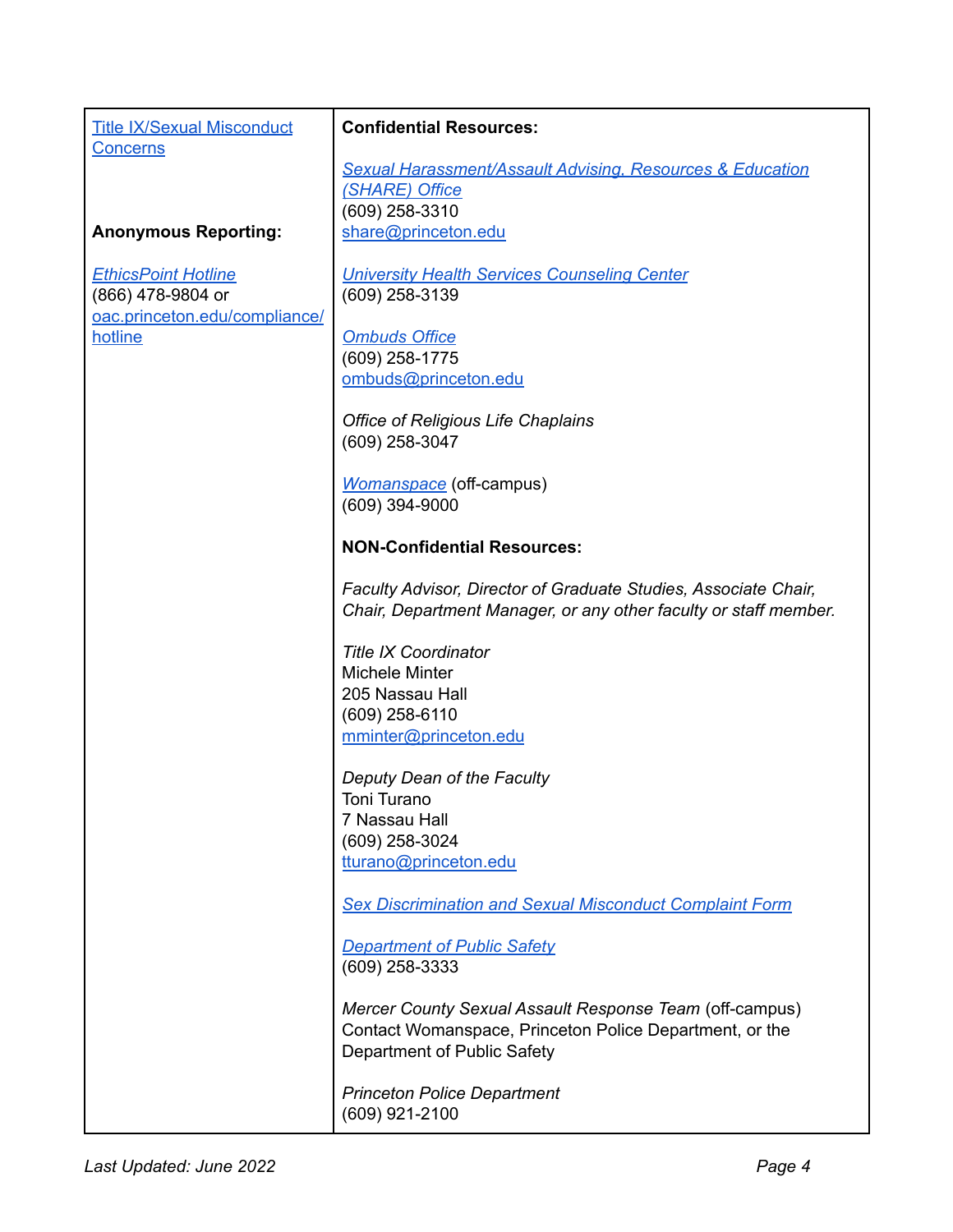| [Title IX/Sexual Misconduct Concerns](#)<br><br>**Anonymous Reporting:**<br><br>*[EthicsPoint Hotline](#)*<br>(866) 478-9804 or<br>[oac.princeton.edu/compliance/hotline](#) | **Confidential Resources:**<br><br>*[Sexual Harassment/Assault Advising, Resources & Education (SHARE) Office](#)*<br>(609) 258-3310<br>[share@princeton.edu](mailto:share@princeton.edu)<br><br>*[University Health Services Counseling Center](#)*<br>(609) 258-3139<br><br>*[Ombuds Office](#)*<br>(609) 258-1775<br>[ombuds@princeton.edu](mailto:ombuds@princeton.edu)<br><br>*Office of Religious Life Chaplains*<br>(609) 258-3047<br><br>*[Womanspace](#)* (off-campus)<br>(609) 394-9000<br><br>**NON-Confidential Resources:**<br><br>*Faculty Advisor, Director of Graduate Studies, Associate Chair, Chair, Department Manager, or any other faculty or staff member.*<br><br>*Title IX Coordinator*<br>Michele Minter<br>205 Nassau Hall<br>(609) 258-6110<br>[mminter@princeton.edu](mailto:mminter@princeton.edu)<br><br>*Deputy Dean of the Faculty*<br>Toni Turano<br>7 Nassau Hall<br>(609) 258-3024<br>[tturano@princeton.edu](mailto:tturano@princeton.edu)<br><br>*[Sex Discrimination and Sexual Misconduct Complaint Form](#)*<br><br>*[Department of Public Safety](#)*<br>(609) 258-3333<br><br>*Mercer County Sexual Assault Response Team* (off-campus)<br>Contact Womanspace, Princeton Police Department, or the Department of Public Safety<br><br>*Princeton Police Department*<br>(609) 921-2100 |
|---|---|

*Last Updated: June 2022*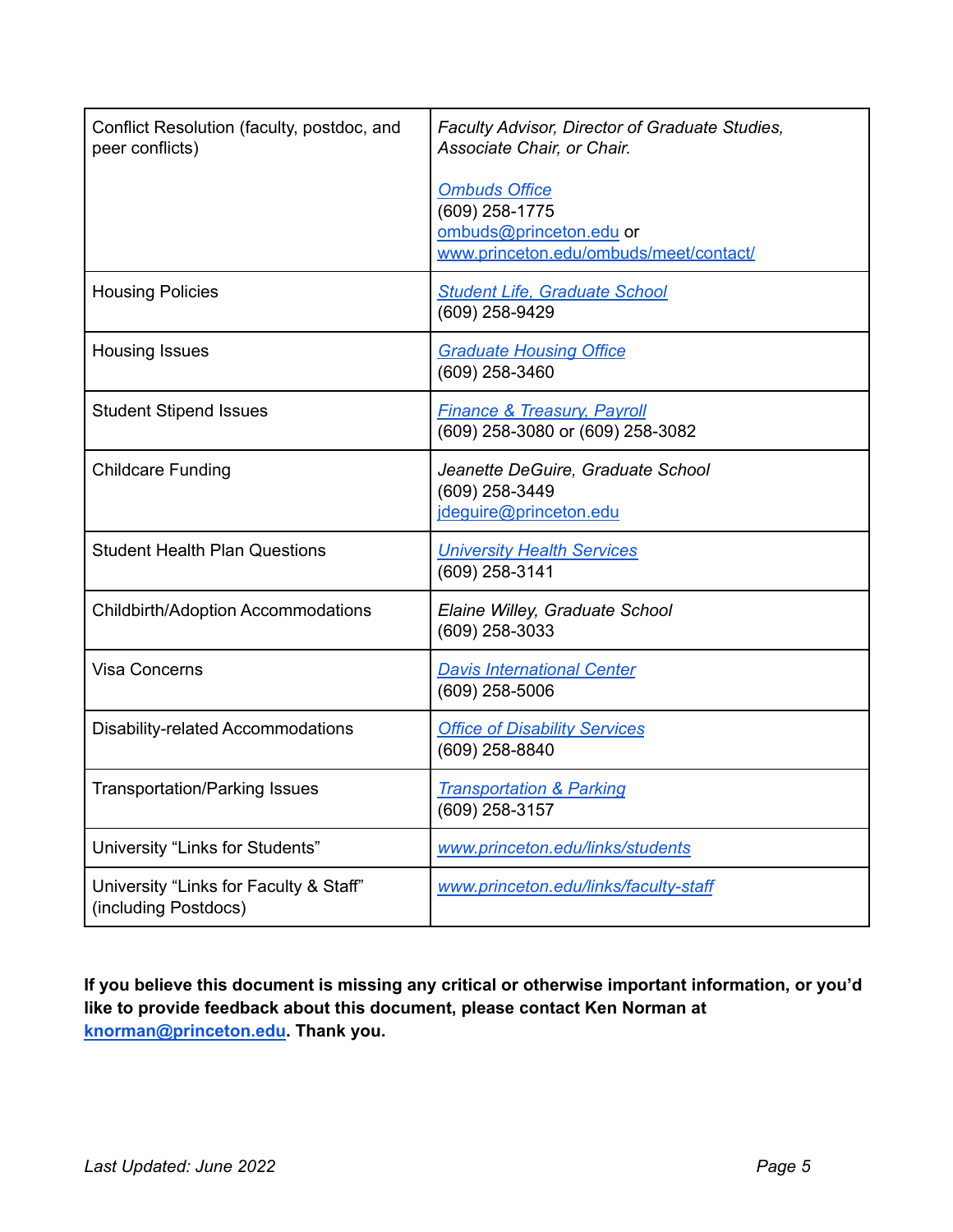| | |
|---|---|
| Conflict Resolution (faculty, postdoc, and peer conflicts) | *Faculty Advisor, Director of Graduate Studies, Associate Chair, or Chair.*<br><br>*Ombuds Office*<br>(609) 258-1775<br>ombuds@princeton.edu or<br>www.princeton.edu/ombuds/meet/contact/ |
| Housing Policies | *Student Life, Graduate School*<br>(609) 258-9429 |
| Housing Issues | *Graduate Housing Office*<br>(609) 258-3460 |
| Student Stipend Issues | *Finance & Treasury, Payroll*<br>(609) 258-3080 or (609) 258-3082 |
| Childcare Funding | *Jeanette DeGuire, Graduate School*<br>(609) 258-3449<br>jdeguire@princeton.edu |
| Student Health Plan Questions | *University Health Services*<br>(609) 258-3141 |
| Childbirth/Adoption Accommodations | *Elaine Willey, Graduate School*<br>(609) 258-3033 |
| Visa Concerns | *Davis International Center*<br>(609) 258-5006 |
| Disability-related Accommodations | *Office of Disability Services*<br>(609) 258-8840 |
| Transportation/Parking Issues | *Transportation & Parking*<br>(609) 258-3157 |
| University "Links for Students" | *www.princeton.edu/links/students* |
| University "Links for Faculty & Staff" (including Postdocs) | *www.princeton.edu/links/faculty-staff* |

**If you believe this document is missing any critical or otherwise important information, or you'd like to provide feedback about this document, please contact Ken Norman at knorman@princeton.edu. Thank you.**

*Last Updated: June 2022*